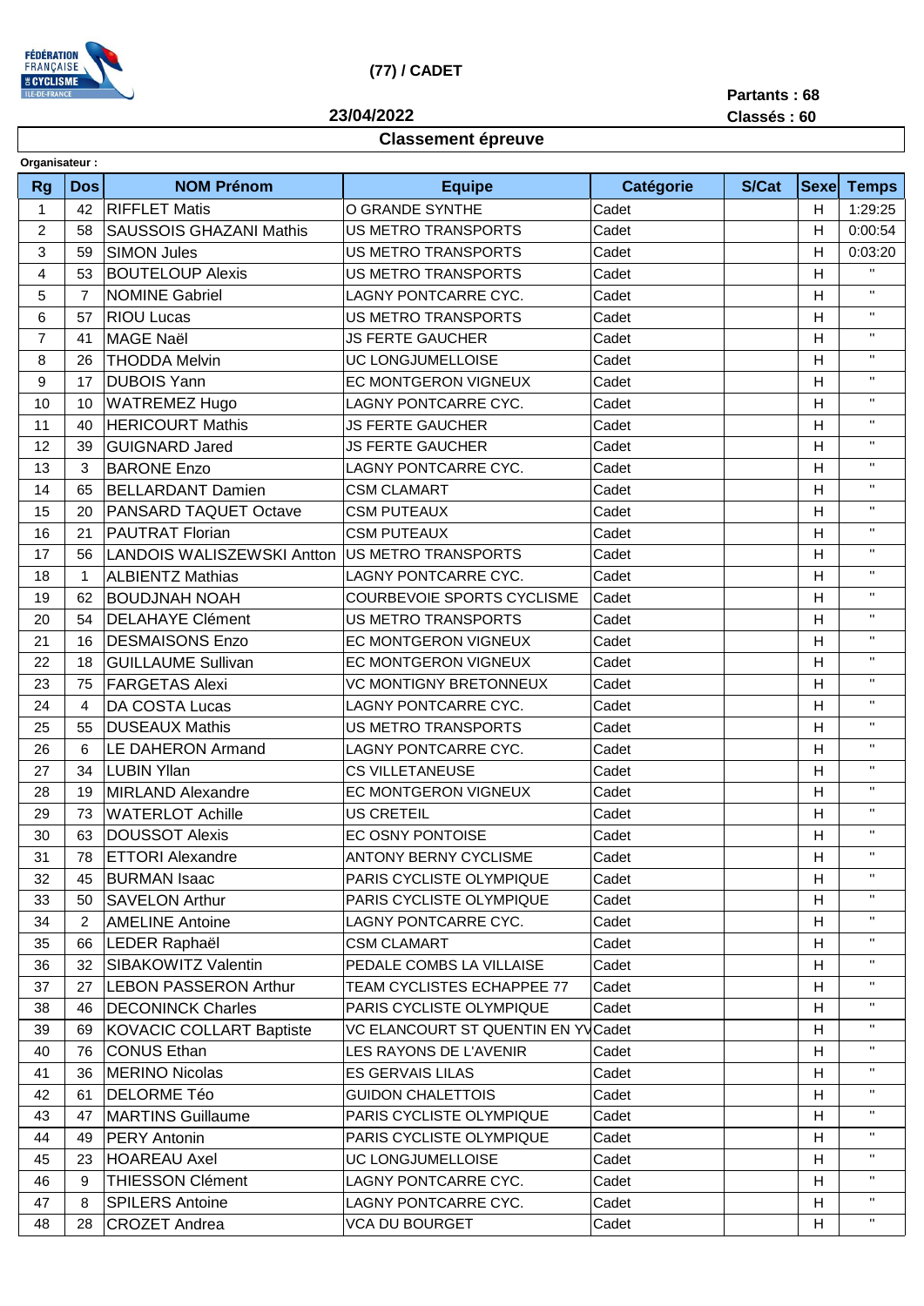FÉDÉRATION FRANÇAISE DE CYCLISME ILE-DE-FRANCE

# (77) / CADET

**Partants : 68**

**23/04/2022**

**Classés : 60**

## Classement épreuve

**Organisateur :**

| Rg | Dos | NOM Prénom | Equipe | Catégorie | S/Cat | Sexe | Temps |
|---|---|---|---|---|---|---|---|
| 1 | 42 | RIFFLET Matis | O GRANDE SYNTHE | Cadet | | H | 1:29:25 |
| 2 | 58 | SAUSSOIS GHAZANI Mathis | US METRO TRANSPORTS | Cadet | | H | 0:00:54 |
| 3 | 59 | SIMON Jules | US METRO TRANSPORTS | Cadet | | H | 0:03:20 |
| 4 | 53 | BOUTELOUP Alexis | US METRO TRANSPORTS | Cadet | | H | " |
| 5 | 7 | NOMINE Gabriel | LAGNY PONTCARRE CYC. | Cadet | | H | " |
| 6 | 57 | RIOU Lucas | US METRO TRANSPORTS | Cadet | | H | " |
| 7 | 41 | MAGE Naël | JS FERTE GAUCHER | Cadet | | H | " |
| 8 | 26 | THODDA Melvin | UC LONGJUMELLOISE | Cadet | | H | " |
| 9 | 17 | DUBOIS Yann | EC MONTGERON VIGNEUX | Cadet | | H | " |
| 10 | 10 | WATREMEZ Hugo | LAGNY PONTCARRE CYC. | Cadet | | H | " |
| 11 | 40 | HERICOURT Mathis | JS FERTE GAUCHER | Cadet | | H | " |
| 12 | 39 | GUIGNARD Jared | JS FERTE GAUCHER | Cadet | | H | " |
| 13 | 3 | BARONE Enzo | LAGNY PONTCARRE CYC. | Cadet | | H | " |
| 14 | 65 | BELLARDANT Damien | CSM CLAMART | Cadet | | H | " |
| 15 | 20 | PANSARD TAQUET Octave | CSM PUTEAUX | Cadet | | H | " |
| 16 | 21 | PAUTRAT Florian | CSM PUTEAUX | Cadet | | H | " |
| 17 | 56 | LANDOIS WALISZEWSKI Antton | US METRO TRANSPORTS | Cadet | | H | " |
| 18 | 1 | ALBIENTZ Mathias | LAGNY PONTCARRE CYC. | Cadet | | H | " |
| 19 | 62 | BOUDJNAH NOAH | COURBEVOIE SPORTS CYCLISME | Cadet | | H | " |
| 20 | 54 | DELAHAYE Clément | US METRO TRANSPORTS | Cadet | | H | " |
| 21 | 16 | DESMAISONS Enzo | EC MONTGERON VIGNEUX | Cadet | | H | " |
| 22 | 18 | GUILLAUME Sullivan | EC MONTGERON VIGNEUX | Cadet | | H | " |
| 23 | 75 | FARGETAS Alexi | VC MONTIGNY BRETONNEUX | Cadet | | H | " |
| 24 | 4 | DA COSTA Lucas | LAGNY PONTCARRE CYC. | Cadet | | H | " |
| 25 | 55 | DUSEAUX Mathis | US METRO TRANSPORTS | Cadet | | H | " |
| 26 | 6 | LE DAHERON Armand | LAGNY PONTCARRE CYC. | Cadet | | H | " |
| 27 | 34 | LUBIN Yllan | CS VILLETANEUSE | Cadet | | H | " |
| 28 | 19 | MIRLAND Alexandre | EC MONTGERON VIGNEUX | Cadet | | H | " |
| 29 | 73 | WATERLOT Achille | US CRETEIL | Cadet | | H | " |
| 30 | 63 | DOUSSOT Alexis | EC OSNY PONTOISE | Cadet | | H | " |
| 31 | 78 | ETTORI Alexandre | ANTONY BERNY CYCLISME | Cadet | | H | " |
| 32 | 45 | BURMAN Isaac | PARIS CYCLISTE OLYMPIQUE | Cadet | | H | " |
| 33 | 50 | SAVELON Arthur | PARIS CYCLISTE OLYMPIQUE | Cadet | | H | " |
| 34 | 2 | AMELINE Antoine | LAGNY PONTCARRE CYC. | Cadet | | H | " |
| 35 | 66 | LEDER Raphaël | CSM CLAMART | Cadet | | H | " |
| 36 | 32 | SIBAKOWITZ Valentin | PEDALE COMBS LA VILLAISE | Cadet | | H | " |
| 37 | 27 | LEBON PASSERON Arthur | TEAM CYCLISTES ECHAPPEE 77 | Cadet | | H | " |
| 38 | 46 | DECONINCK Charles | PARIS CYCLISTE OLYMPIQUE | Cadet | | H | " |
| 39 | 69 | KOVACIC COLLART Baptiste | VC ELANCOURT ST QUENTIN EN YV | Cadet | | H | " |
| 40 | 76 | CONUS Ethan | LES RAYONS DE L'AVENIR | Cadet | | H | " |
| 41 | 36 | MERINO Nicolas | ES GERVAIS LILAS | Cadet | | H | " |
| 42 | 61 | DELORME Téo | GUIDON CHALETTOIS | Cadet | | H | " |
| 43 | 47 | MARTINS Guillaume | PARIS CYCLISTE OLYMPIQUE | Cadet | | H | " |
| 44 | 49 | PERY Antonin | PARIS CYCLISTE OLYMPIQUE | Cadet | | H | " |
| 45 | 23 | HOAREAU Axel | UC LONGJUMELLOISE | Cadet | | H | " |
| 46 | 9 | THIESSON Clément | LAGNY PONTCARRE CYC. | Cadet | | H | " |
| 47 | 8 | SPILERS Antoine | LAGNY PONTCARRE CYC. | Cadet | | H | " |
| 48 | 28 | CROZET Andrea | VCA DU BOURGET | Cadet | | H | " |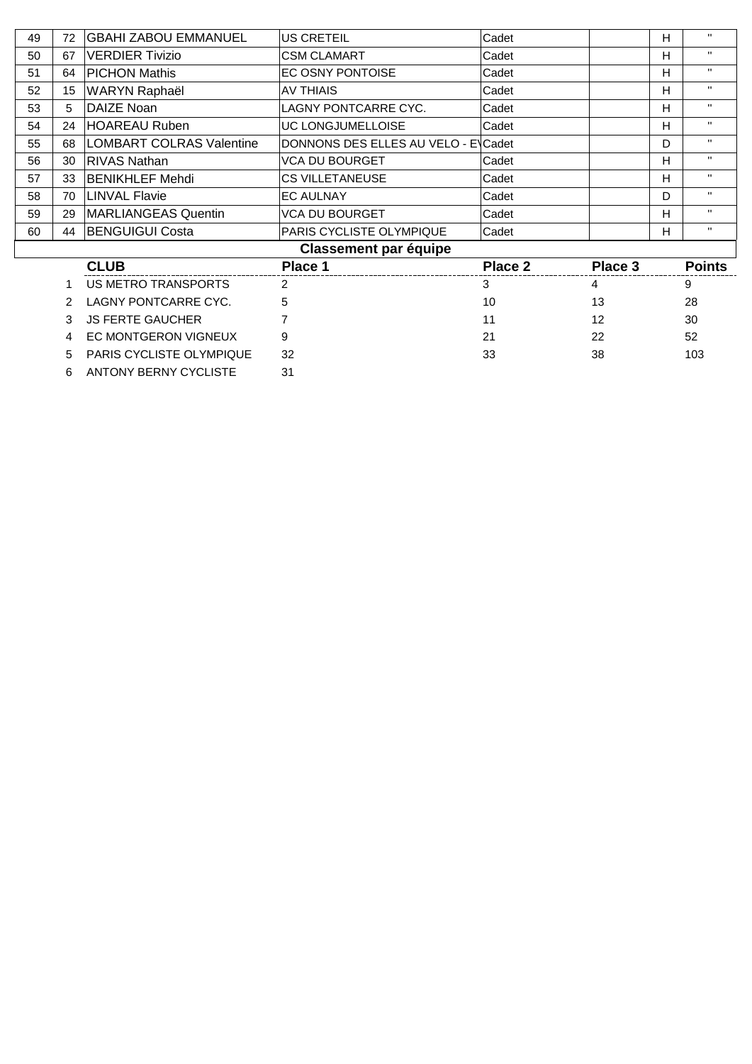| | | | | | | | |
|---|---|---|---|---|---|---|---|
| 49 | 72 | GBAHI ZABOU EMMANUEL | US CRETEIL | Cadet | | H | " |
| 50 | 67 | VERDIER Tivizio | CSM CLAMART | Cadet | | H | " |
| 51 | 64 | PICHON Mathis | EC OSNY PONTOISE | Cadet | | H | " |
| 52 | 15 | WARYN Raphaël | AV THIAIS | Cadet | | H | " |
| 53 | 5 | DAIZE Noan | LAGNY PONTCARRE CYC. | Cadet | | H | " |
| 54 | 24 | HOAREAU Ruben | UC LONGJUMELLOISE | Cadet | | H | " |
| 55 | 68 | LOMBART COLRAS Valentine | DONNONS DES ELLES AU VELO - EV | Cadet | | D | " |
| 56 | 30 | RIVAS Nathan | VCA DU BOURGET | Cadet | | H | " |
| 57 | 33 | BENIKHLEF Mehdi | CS VILLETANEUSE | Cadet | | H | " |
| 58 | 70 | LINVAL Flavie | EC AULNAY | Cadet | | D | " |
| 59 | 29 | MARLIANGEAS Quentin | VCA DU BOURGET | Cadet | | H | " |
| 60 | 44 | BENGUIGUI Costa | PARIS CYCLISTE OLYMPIQUE | Cadet | | H | " |

**Classement par équipe**

| | CLUB | Place 1 | Place 2 | Place 3 | Points |
|---|---|---|---|---|---|
| 1 | US METRO TRANSPORTS | 2 | 3 | 4 | 9 |
| 2 | LAGNY PONTCARRE CYC. | 5 | 10 | 13 | 28 |
| 3 | JS FERTE GAUCHER | 7 | 11 | 12 | 30 |
| 4 | EC MONTGERON VIGNEUX | 9 | 21 | 22 | 52 |
| 5 | PARIS CYCLISTE OLYMPIQUE | 32 | 33 | 38 | 103 |
| 6 | ANTONY BERNY CYCLISTE | 31 | | | |